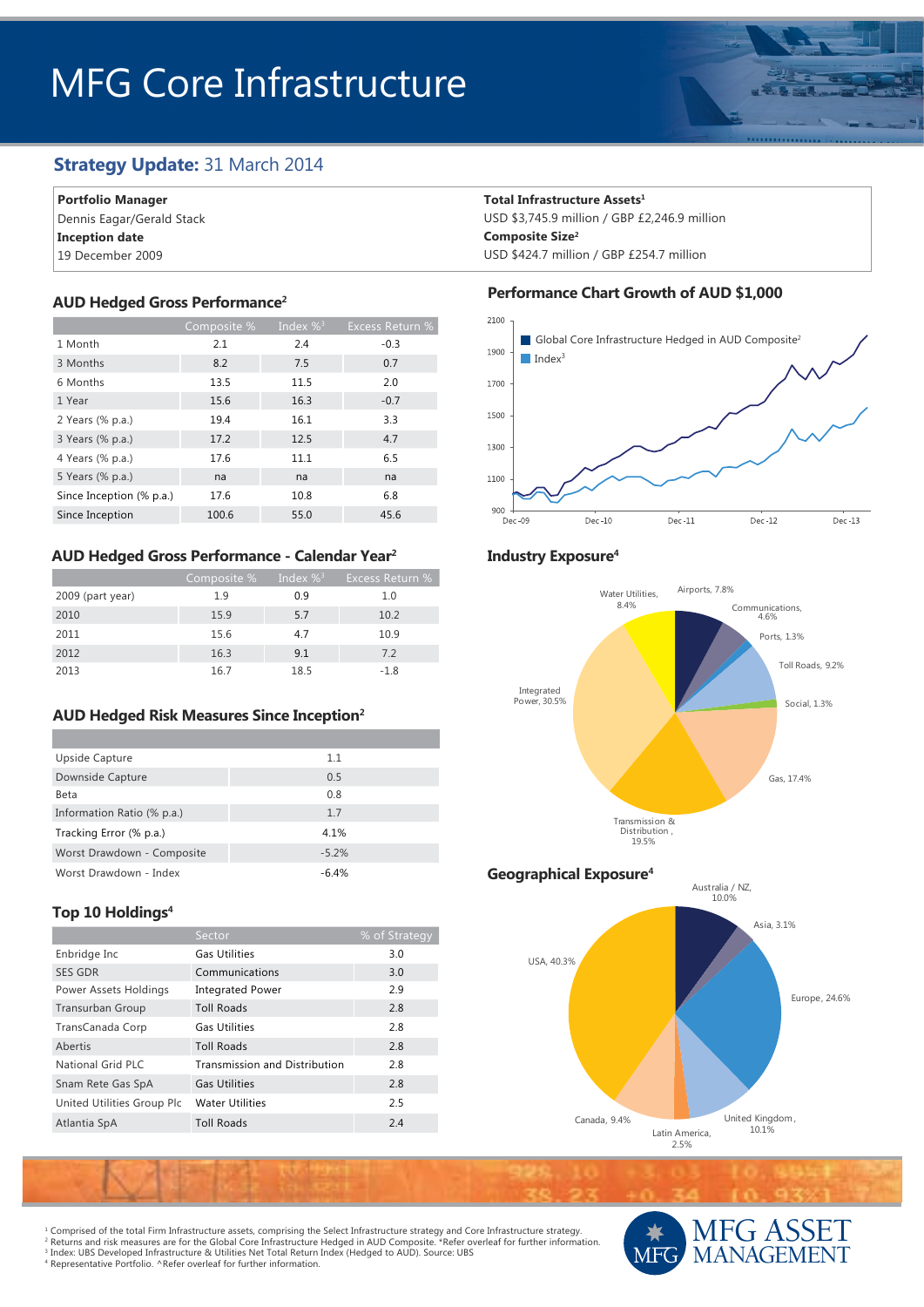# MFG Core Infrastructure

## Strategy Update: 31 March 2014

**Portfolio Manager**
Dennis Eagar/Gerald Stack
**Inception date**
19 December 2009

**Total Infrastructure Assets**[1]
USD $3,745.9 million / GBP £2,246.9 million
**Composite Size**[2]
USD $424.7 million / GBP £254.7 million

### AUD Hedged Gross Performance[2]

| | Composite % | Index %[3] | Excess Return % |
|---|---|---|---|
| 1 Month | 2.1 | 2.4 | -0.3 |
| 3 Months | 8.2 | 7.5 | 0.7 |
| 6 Months | 13.5 | 11.5 | 2.0 |
| 1 Year | 15.6 | 16.3 | -0.7 |
| 2 Years (% p.a.) | 19.4 | 16.1 | 3.3 |
| 3 Years (% p.a.) | 17.2 | 12.5 | 4.7 |
| 4 Years (% p.a.) | 17.6 | 11.1 | 6.5 |
| 5 Years (% p.a.) | na | na | na |
| Since Inception (% p.a.) | 17.6 | 10.8 | 6.8 |
| Since Inception | 100.6 | 55.0 | 45.6 |

### Performance Chart Growth of AUD $1,000

Global Core Infrastructure Hedged in AUD Composite[2]
Index[3]

### AUD Hedged Gross Performance - Calendar Year[2]

| | Composite % | Index %[3] | Excess Return % |
|---|---|---|---|
| 2009 (part year) | 1.9 | 0.9 | 1.0 |
| 2010 | 15.9 | 5.7 | 10.2 |
| 2011 | 15.6 | 4.7 | 10.9 |
| 2012 | 16.3 | 9.1 | 7.2 |
| 2013 | 16.7 | 18.5 | -1.8 |

### Industry Exposure[4]

Airports, 7.8%; Communications, 4.6%; Ports, 1.3%; Toll Roads, 9.2%; Social, 1.3%; Gas, 17.4%; Transmission & Distribution, 19.5%; Integrated Power, 30.5%; Water Utilities, 8.4%

### AUD Hedged Risk Measures Since Inception[2]

| | |
|---|---|
| Upside Capture | 1.1 |
| Downside Capture | 0.5 |
| Beta | 0.8 |
| Information Ratio (% p.a.) | 1.7 |
| Tracking Error (% p.a.) | 4.1% |
| Worst Drawdown - Composite | -5.2% |
| Worst Drawdown - Index | -6.4% |

### Geographical Exposure[4]

Australia / NZ, 10.0%; Asia, 3.1%; Europe, 24.6%; United Kingdom, 10.1%; Latin America, 2.5%; Canada, 9.4%; USA, 40.3%

### Top 10 Holdings[4]

| | Sector | % of Strategy |
|---|---|---|
| Enbridge Inc | Gas Utilities | 3.0 |
| SES GDR | Communications | 3.0 |
| Power Assets Holdings | Integrated Power | 2.9 |
| Transurban Group | Toll Roads | 2.8 |
| TransCanada Corp | Gas Utilities | 2.8 |
| Abertis | Toll Roads | 2.8 |
| National Grid PLC | Transmission and Distribution | 2.8 |
| Snam Rete Gas SpA | Gas Utilities | 2.8 |
| United Utilities Group Plc | Water Utilities | 2.5 |
| Atlantia SpA | Toll Roads | 2.4 |

[1] Comprised of the total Firm Infrastructure assets, comprising the Select Infrastructure strategy and Core Infrastructure strategy.
[2] Returns and risk measures are for the Global Core Infrastructure Hedged in AUD Composite. *Refer overleaf for further information.
[3] Index: UBS Developed Infrastructure & Utilities Net Total Return Index (Hedged to AUD). Source: UBS
[4] Representative Portfolio. ^Refer overleaf for further information.

MFG ASSET MANAGEMENT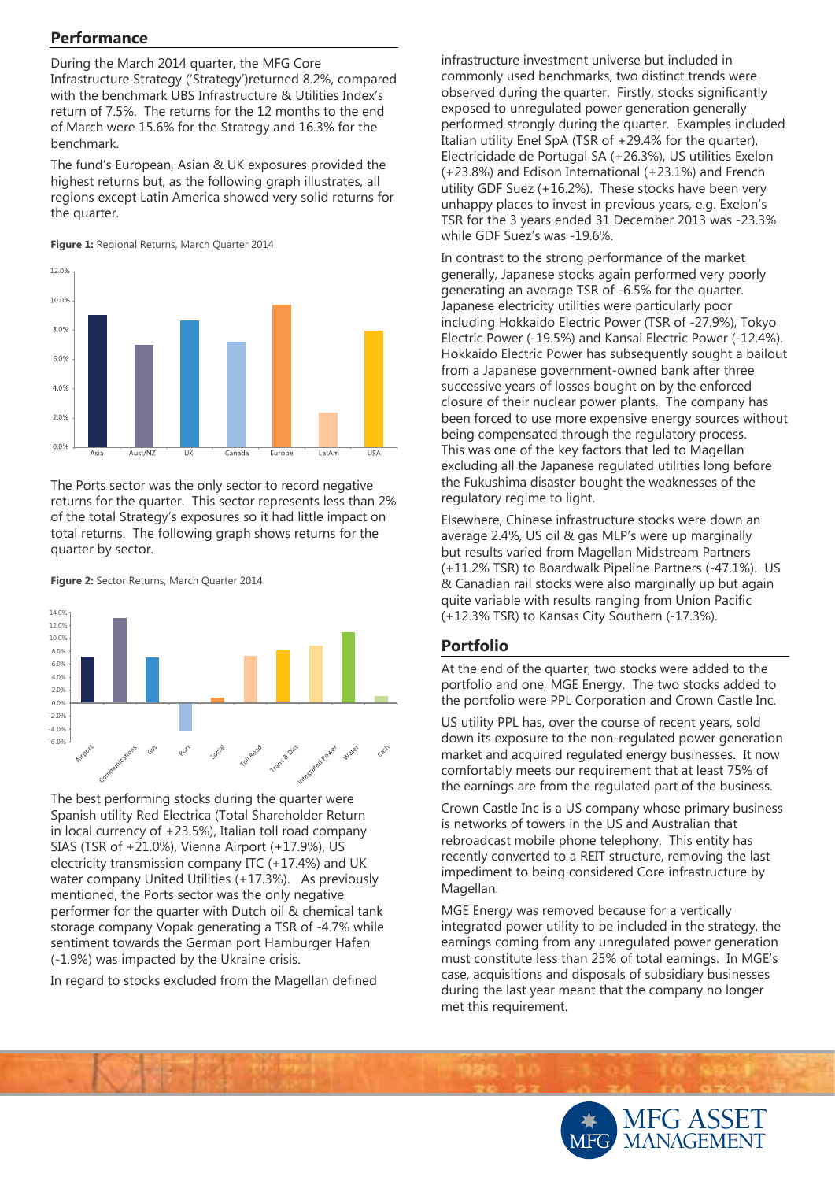## Performance

During the March 2014 quarter, the MFG Core Infrastructure Strategy ('Strategy')returned 8.2%, compared with the benchmark UBS Infrastructure & Utilities Index's return of 7.5%. The returns for the 12 months to the end of March were 15.6% for the Strategy and 16.3% for the benchmark.

The fund's European, Asian & UK exposures provided the highest returns but, as the following graph illustrates, all regions except Latin America showed very solid returns for the quarter.

**Figure 1:** Regional Returns, March Quarter 2014

12.0%
10.0%
8.0%
6.0%
4.0%
2.0%
0.0%

Asia
Aust/NZ
UK
Canada
Europe
LatAm
USA

The Ports sector was the only sector to record negative returns for the quarter. This sector represents less than 2% of the total Strategy's exposures so it had little impact on total returns. The following graph shows returns for the quarter by sector.

**Figure 2:** Sector Returns, March Quarter 2014

14.0%
12.0%
10.0%
8.0%
6.0%
4.0%
2.0%
0.0%
-2.0%
-4.0%
-6.0%

Airport
Communications
Gas
Port
Social
Toll Road
Trans & Dist
Integrated Power
Water
Cash

The best performing stocks during the quarter were Spanish utility Red Electrica (Total Shareholder Return in local currency of +23.5%), Italian toll road company SIAS (TSR of +21.0%), Vienna Airport (+17.9%), US electricity transmission company ITC (+17.4%) and UK water company United Utilities (+17.3%). As previously mentioned, the Ports sector was the only negative performer for the quarter with Dutch oil & chemical tank storage company Vopak generating a TSR of -4.7% while sentiment towards the German port Hamburger Hafen (-1.9%) was impacted by the Ukraine crisis.

In regard to stocks excluded from the Magellan defined infrastructure investment universe but included in commonly used benchmarks, two distinct trends were observed during the quarter. Firstly, stocks significantly exposed to unregulated power generation generally performed strongly during the quarter. Examples included Italian utility Enel SpA (TSR of +29.4% for the quarter), Electricidade de Portugal SA (+26.3%), US utilities Exelon (+23.8%) and Edison International (+23.1%) and French utility GDF Suez (+16.2%). These stocks have been very unhappy places to invest in previous years, e.g. Exelon's TSR for the 3 years ended 31 December 2013 was -23.3% while GDF Suez's was -19.6%.

In contrast to the strong performance of the market generally, Japanese stocks again performed very poorly generating an average TSR of -6.5% for the quarter. Japanese electricity utilities were particularly poor including Hokkaido Electric Power (TSR of -27.9%), Tokyo Electric Power (-19.5%) and Kansai Electric Power (-12.4%). Hokkaido Electric Power has subsequently sought a bailout from a Japanese government-owned bank after three successive years of losses bought on by the enforced closure of their nuclear power plants. The company has been forced to use more expensive energy sources without being compensated through the regulatory process. This was one of the key factors that led to Magellan excluding all the Japanese regulated utilities long before the Fukushima disaster bought the weaknesses of the regulatory regime to light.

Elsewhere, Chinese infrastructure stocks were down an average 2.4%, US oil & gas MLP's were up marginally but results varied from Magellan Midstream Partners (+11.2% TSR) to Boardwalk Pipeline Partners (-47.1%). US & Canadian rail stocks were also marginally up but again quite variable with results ranging from Union Pacific (+12.3% TSR) to Kansas City Southern (-17.3%).

## Portfolio

At the end of the quarter, two stocks were added to the portfolio and one, MGE Energy. The two stocks added to the portfolio were PPL Corporation and Crown Castle Inc.

US utility PPL has, over the course of recent years, sold down its exposure to the non-regulated power generation market and acquired regulated energy businesses. It now comfortably meets our requirement that at least 75% of the earnings are from the regulated part of the business.

Crown Castle Inc is a US company whose primary business is networks of towers in the US and Australian that rebroadcast mobile phone telephony. This entity has recently converted to a REIT structure, removing the last impediment to being considered Core infrastructure by Magellan.

MGE Energy was removed because for a vertically integrated power utility to be included in the strategy, the earnings coming from any unregulated power generation must constitute less than 25% of total earnings. In MGE's case, acquisitions and disposals of subsidiary businesses during the last year meant that the company no longer met this requirement.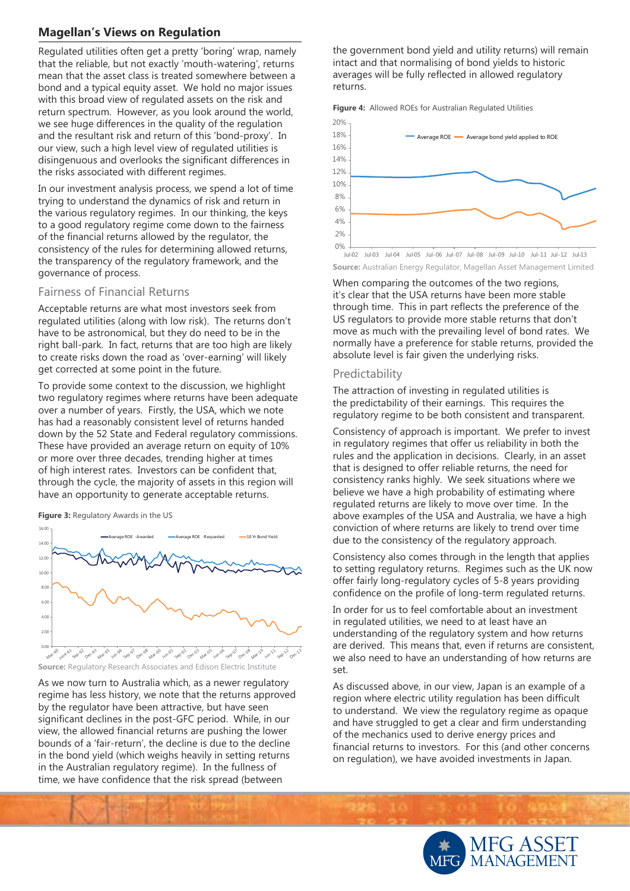## Magellan's Views on Regulation

Regulated utilities often get a pretty 'boring' wrap, namely that the reliable, but not exactly 'mouth-watering', returns mean that the asset class is treated somewhere between a bond and a typical equity asset. We hold no major issues with this broad view of regulated assets on the risk and return spectrum. However, as you look around the world, we see huge differences in the quality of the regulation and the resultant risk and return of this 'bond-proxy'. In our view, such a high level view of regulated utilities is disingenuous and overlooks the significant differences in the risks associated with different regimes.

In our investment analysis process, we spend a lot of time trying to understand the dynamics of risk and return in the various regulatory regimes. In our thinking, the keys to a good regulatory regime come down to the fairness of the financial returns allowed by the regulator, the consistency of the rules for determining allowed returns, the transparency of the regulatory framework, and the governance of process.

### Fairness of Financial Returns

Acceptable returns are what most investors seek from regulated utilities (along with low risk). The returns don't have to be astronomical, but they do need to be in the right ball-park. In fact, returns that are too high are likely to create risks down the road as 'over-earning' will likely get corrected at some point in the future.

To provide some context to the discussion, we highlight two regulatory regimes where returns have been adequate over a number of years. Firstly, the USA, which we note has had a reasonably consistent level of returns handed down by the 52 State and Federal regulatory commissions. These have provided an average return on equity of 10% or more over three decades, trending higher at times of high interest rates. Investors can be confident that, through the cycle, the majority of assets in this region will have an opportunity to generate acceptable returns.

**Figure 3:** Regulatory Awards in the US

Average ROE - Awarded
Average ROE - Requested
10 Yr Bond Yield

16.00
14.00
12.00
10.00
8.00
6.00
4.00
2.00
0.00

Mar-90, June-91, Sep-92, Dec-93, Mar-95, Jun-96, Sep-97, Dec-98, Mar-00, Jun-01, Sep-02, Dec-03, Mar-05, Jun-06, Sep-07, Dec-08, Mar-10, Jun-11, Sep-12, Dec-13

Source: Regulatory Research Associates and Edison Electric Institute

As we now turn to Australia which, as a newer regulatory regime has less history, we note that the returns approved by the regulator have been attractive, but have seen significant declines in the post-GFC period. While, in our view, the allowed financial returns are pushing the lower bounds of a 'fair-return', the decline is due to the decline in the bond yield (which weighs heavily in setting returns in the Australian regulatory regime). In the fullness of time, we have confidence that the risk spread (between the government bond yield and utility returns) will remain intact and that normalising of bond yields to historic averages will be fully reflected in allowed regulatory returns.

**Figure 4:** Allowed ROEs for Australian Regulated Utilities

Average ROE
Average bond yield applied to ROE

20%
18%
16%
14%
12%
10%
8%
6%
4%
2%
0%

Jul-02, Jul-03, Jul-04, Jul-05, Jul-06, Jul-07, Jul-08, Jul-09, Jul-10, Jul-11, Jul-12, Jul-13

Source: Australian Energy Regulator, Magellan Asset Management Limited

When comparing the outcomes of the two regions, it's clear that the USA returns have been more stable through time. This in part reflects the preference of the US regulators to provide more stable returns that don't move as much with the prevailing level of bond rates. We normally have a preference for stable returns, provided the absolute level is fair given the underlying risks.

### Predictability

The attraction of investing in regulated utilities is the predictability of their earnings. This requires the regulatory regime to be both consistent and transparent.

Consistency of approach is important. We prefer to invest in regulatory regimes that offer us reliability in both the rules and the application in decisions. Clearly, in an asset that is designed to offer reliable returns, the need for consistency ranks highly. We seek situations where we believe we have a high probability of estimating where regulated returns are likely to move over time. In the above examples of the USA and Australia, we have a high conviction of where returns are likely to trend over time due to the consistency of the regulatory approach.

Consistency also comes through in the length that applies to setting regulatory returns. Regimes such as the UK now offer fairly long-regulatory cycles of 5-8 years providing confidence on the profile of long-term regulated returns.

In order for us to feel comfortable about an investment in regulated utilities, we need to at least have an understanding of the regulatory system and how returns are derived. This means that, even if returns are consistent, we also need to have an understanding of how returns are set.

As discussed above, in our view, Japan is an example of a region where electric utility regulation has been difficult to understand. We view the regulatory regime as opaque and have struggled to get a clear and firm understanding of the mechanics used to derive energy prices and financial returns to investors. For this (and other concerns on regulation), we have avoided investments in Japan.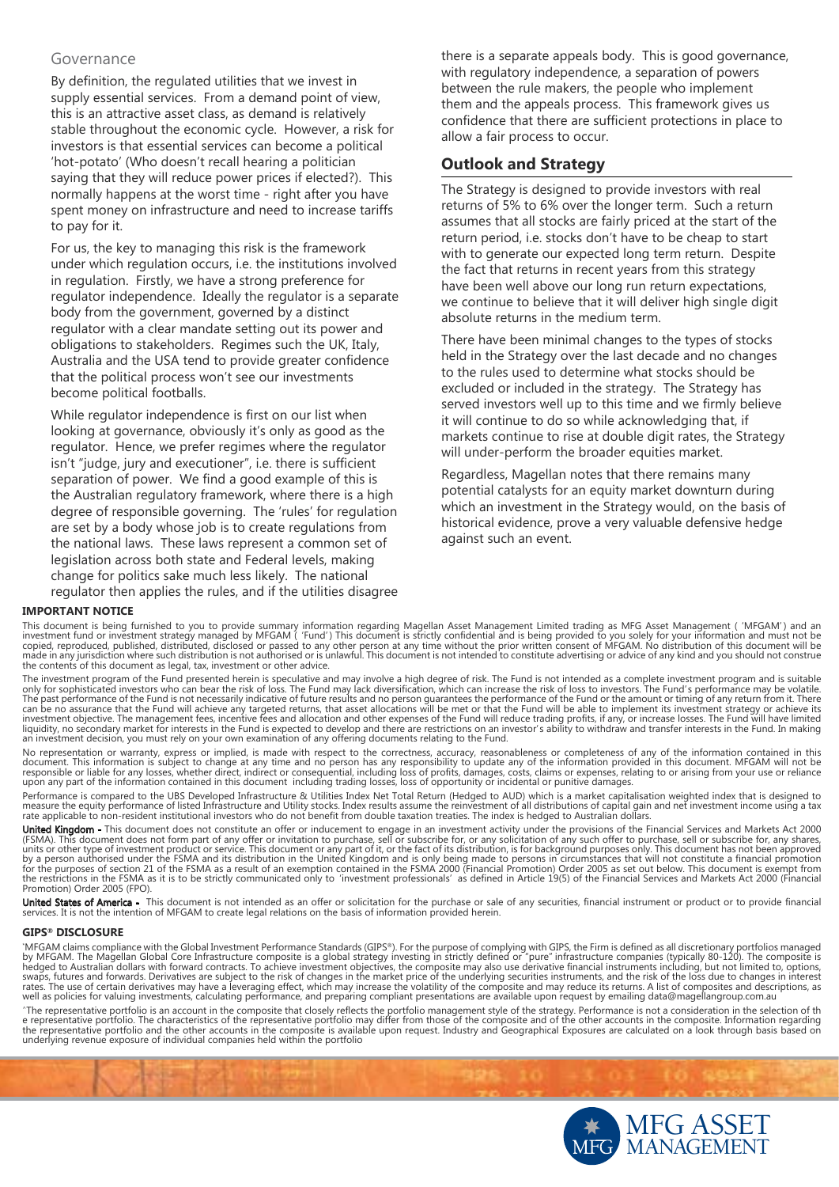## Governance

By definition, the regulated utilities that we invest in supply essential services. From a demand point of view, this is an attractive asset class, as demand is relatively stable throughout the economic cycle. However, a risk for investors is that essential services can become a political 'hot-potato' (Who doesn't recall hearing a politician saying that they will reduce power prices if elected?). This normally happens at the worst time - right after you have spent money on infrastructure and need to increase tariffs to pay for it.

For us, the key to managing this risk is the framework under which regulation occurs, i.e. the institutions involved in regulation. Firstly, we have a strong preference for regulator independence. Ideally the regulator is a separate body from the government, governed by a distinct regulator with a clear mandate setting out its power and obligations to stakeholders. Regimes such the UK, Italy, Australia and the USA tend to provide greater confidence that the political process won't see our investments become political footballs.

While regulator independence is first on our list when looking at governance, obviously it's only as good as the regulator. Hence, we prefer regimes where the regulator isn't "judge, jury and executioner", i.e. there is sufficient separation of power. We find a good example of this is the Australian regulatory framework, where there is a high degree of responsible governing. The 'rules' for regulation are set by a body whose job is to create regulations from the national laws. These laws represent a common set of legislation across both state and Federal levels, making change for politics sake much less likely. The national regulator then applies the rules, and if the utilities disagree there is a separate appeals body. This is good governance, with regulatory independence, a separation of powers between the rule makers, the people who implement them and the appeals process. This framework gives us confidence that there are sufficient protections in place to allow a fair process to occur.

## Outlook and Strategy

The Strategy is designed to provide investors with real returns of 5% to 6% over the longer term. Such a return assumes that all stocks are fairly priced at the start of the return period, i.e. stocks don't have to be cheap to start with to generate our expected long term return. Despite the fact that returns in recent years from this strategy have been well above our long run return expectations, we continue to believe that it will deliver high single digit absolute returns in the medium term.

There have been minimal changes to the types of stocks held in the Strategy over the last decade and no changes to the rules used to determine what stocks should be excluded or included in the strategy. The Strategy has served investors well up to this time and we firmly believe it will continue to do so while acknowledging that, if markets continue to rise at double digit rates, the Strategy will under-perform the broader equities market.

Regardless, Magellan notes that there remains many potential catalysts for an equity market downturn during which an investment in the Strategy would, on the basis of historical evidence, prove a very valuable defensive hedge against such an event.

### IMPORTANT NOTICE

This document is being furnished to you to provide summary information regarding Magellan Asset Management Limited trading as MFG Asset Management ( 'MFGAM') and an investment fund or investment strategy managed by MFGAM ( 'Fund') This document is strictly confidential and is being provided to you solely for your information and must not be copied, reproduced, published, distributed, disclosed or passed to any other person at any time without the prior written consent of MFGAM. No distribution of this document will be made in any jurisdiction where such distribution is not authorised or is unlawful. This document is not intended to constitute advertising or advice of any kind and you should not construe the contents of this document as legal, tax, investment or other advice.

The investment program of the Fund presented herein is speculative and may involve a high degree of risk. The Fund is not intended as a complete investment program and is suitable only for sophisticated investors who can bear the risk of loss. The Fund may lack diversification, which can increase the risk of loss to investors. The Fund's performance may be volatile. The past performance of the Fund is not necessarily indicative of future results and no person guarantees the performance of the Fund or the amount or timing of any return from it. There can be no assurance that the Fund will achieve any targeted returns, that asset allocations will be met or that the Fund will be able to implement its investment strategy or achieve its investment objective. The management fees, incentive fees and allocation and other expenses of the Fund will reduce trading profits, if any, or increase losses. The Fund will have limited liquidity, no secondary market for interests in the Fund is expected to develop and there are restrictions on an investor's ability to withdraw and transfer interests in the Fund. In making an investment decision, you must rely on your own examination of any offering documents relating to the Fund.

No representation or warranty, express or implied, is made with respect to the correctness, accuracy, reasonableness or completeness of any of the information contained in this document. This information is subject to change at any time and no person has any responsibility to update any of the information provided in this document. MFGAM will not be responsible or liable for any losses, whether direct, indirect or consequential, including loss of profits, damages, costs, claims or expenses, relating to or arising from your use or reliance upon any part of the information contained in this document including trading losses, loss of opportunity or incidental or punitive damages.

Performance is compared to the UBS Developed Infrastructure & Utilities Index Net Total Return (Hedged to AUD) which is a market capitalisation weighted index that is designed to measure the equity performance of listed Infrastructure and Utility stocks. Index results assume the reinvestment of all distributions of capital gain and net investment income using a tax rate applicable to non-resident institutional investors who do not benefit from double taxation treaties. The index is hedged to Australian dollars.

**United Kingdom -** This document does not constitute an offer or inducement to engage in an investment activity under the provisions of the Financial Services and Markets Act 2000 (FSMA). This document does not form part of any offer or invitation to purchase, sell or subscribe for, or any solicitation of any such offer to purchase, sell or subscribe for, any shares, units or other type of investment product or service. This document or any part of it, or the fact of its distribution, is for background purposes only. This document has not been approved by a person authorised under the FSMA and its distribution in the United Kingdom and is only being made to persons in circumstances that will not constitute a financial promotion for the purposes of section 21 of the FSMA as a result of an exemption contained in the FSMA 2000 (Financial Promotion) Order 2005 as set out below. This document is exempt from the restrictions in the FSMA as it is to be strictly communicated only to 'investment professionals' as defined in Article 19(5) of the Financial Services and Markets Act 2000 (Financial Promotion) Order 2005 (FPO).

**United States of America -** This document is not intended as an offer or solicitation for the purchase or sale of any securities, financial instrument or product or to provide financial services. It is not the intention of MFGAM to create legal relations on the basis of information provided herein.

### GIPS® DISCLOSURE

[1]MFGAM claims compliance with the Global Investment Performance Standards (GIPS®). For the purpose of complying with GIPS, the Firm is defined as all discretionary portfolios managed by MFGAM. The Magellan Global Core Infrastructure composite is a global strategy investing in strictly defined or "pure" infrastructure companies (typically 80-120). The composite is hedged to Australian dollars with forward contracts. To achieve investment objectives, the composite may also use derivative financial instruments including, but not limited to, options, swaps, futures and forwards. Derivatives are subject to the risk of changes in the market price of the underlying securities instruments, and the risk of the loss due to changes in interest rates. The use of certain derivatives may have a leveraging effect, which may increase the volatility of the composite and may reduce its returns. A list of composites and descriptions, as well as policies for valuing investments, calculating performance, and preparing compliant presentations are available upon request by emailing data@magellangroup.com.au

[2]The representative portfolio is an account in the composite that closely reflects the portfolio management style of the strategy. Performance is not a consideration in the selection of th e representative portfolio. The characteristics of the representative portfolio may differ from those of the composite and of the other accounts in the composite. Information regarding the representative portfolio and the other accounts in the composite is available upon request. Industry and Geographical Exposures are calculated on a look through basis based on underlying revenue exposure of individual companies held within the portfolio

MFG ASSET MANAGEMENT